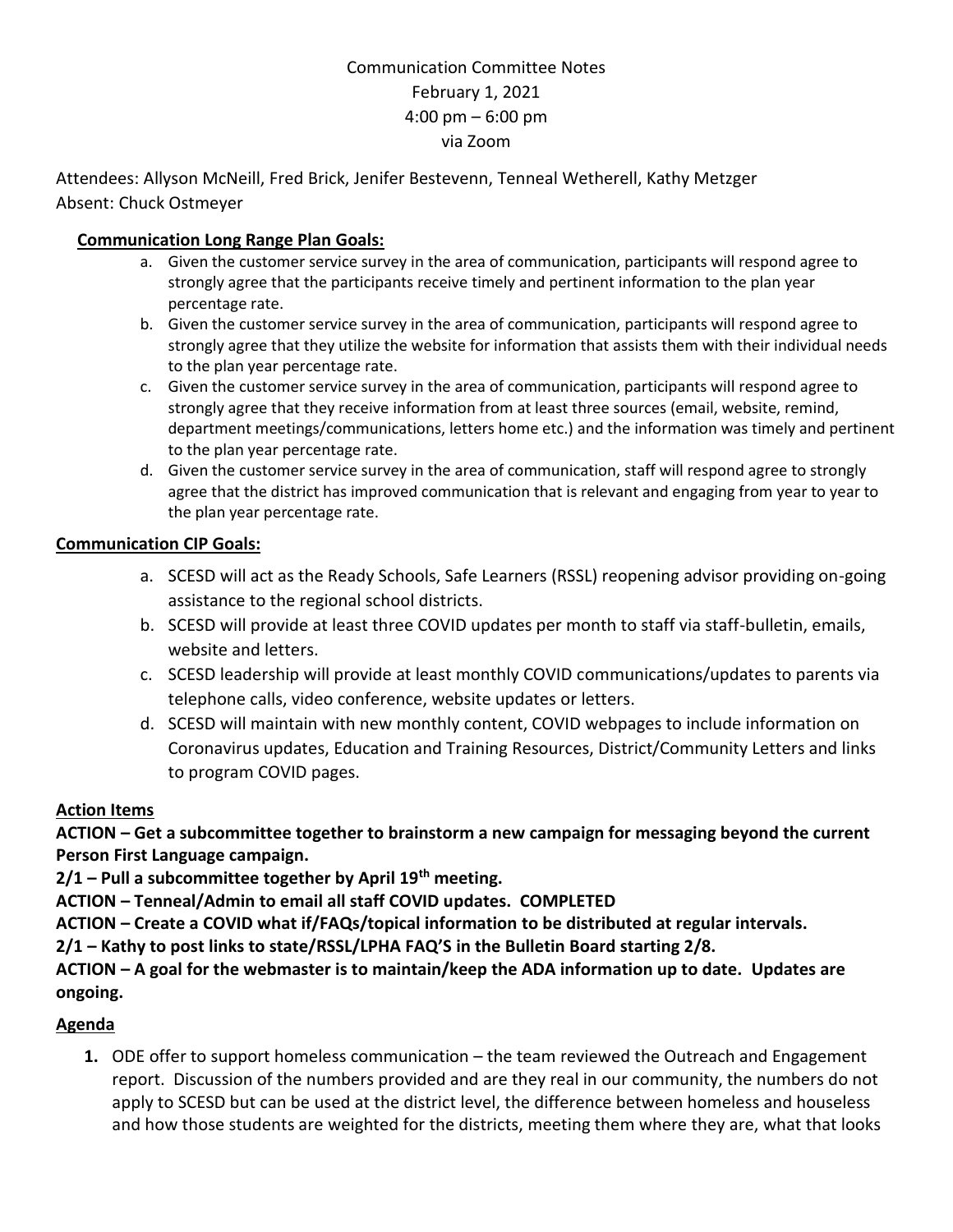Communication Committee Notes
February 1, 2021
4:00 pm – 6:00 pm
via Zoom

Attendees: Allyson McNeill, Fred Brick, Jenifer Bestevenn, Tenneal Wetherell, Kathy Metzger
Absent: Chuck Ostmeyer

**Communication Long Range Plan Goals:**

a. Given the customer service survey in the area of communication, participants will respond agree to strongly agree that the participants receive timely and pertinent information to the plan year percentage rate.
b. Given the customer service survey in the area of communication, participants will respond agree to strongly agree that they utilize the website for information that assists them with their individual needs to the plan year percentage rate.
c. Given the customer service survey in the area of communication, participants will respond agree to strongly agree that they receive information from at least three sources (email, website, remind, department meetings/communications, letters home etc.) and the information was timely and pertinent to the plan year percentage rate.
d. Given the customer service survey in the area of communication, staff will respond agree to strongly agree that the district has improved communication that is relevant and engaging from year to year to the plan year percentage rate.

**Communication CIP Goals:**

a. SCESD will act as the Ready Schools, Safe Learners (RSSL) reopening advisor providing on-going assistance to the regional school districts.
b. SCESD will provide at least three COVID updates per month to staff via staff-bulletin, emails, website and letters.
c. SCESD leadership will provide at least monthly COVID communications/updates to parents via telephone calls, video conference, website updates or letters.
d. SCESD will maintain with new monthly content, COVID webpages to include information on Coronavirus updates, Education and Training Resources, District/Community Letters and links to program COVID pages.

**Action Items**

**ACTION – Get a subcommittee together to brainstorm a new campaign for messaging beyond the current Person First Language campaign.**
**2/1 – Pull a subcommittee together by April 19th meeting.**
**ACTION – Tenneal/Admin to email all staff COVID updates. COMPLETED**
**ACTION – Create a COVID what if/FAQs/topical information to be distributed at regular intervals.**
**2/1 – Kathy to post links to state/RSSL/LPHA FAQ'S in the Bulletin Board starting 2/8.**
**ACTION – A goal for the webmaster is to maintain/keep the ADA information up to date. Updates are ongoing.**

**Agenda**

1. ODE offer to support homeless communication – the team reviewed the Outreach and Engagement report. Discussion of the numbers provided and are they real in our community, the numbers do not apply to SCESD but can be used at the district level, the difference between homeless and houseless and how those students are weighted for the districts, meeting them where they are, what that looks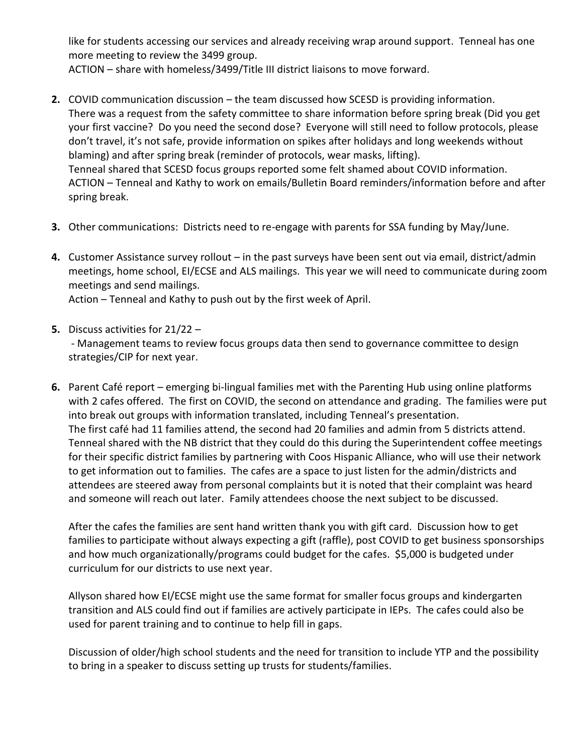like for students accessing our services and already receiving wrap around support. Tenneal has one more meeting to review the 3499 group.
ACTION – share with homeless/3499/Title III district liaisons to move forward.

2. COVID communication discussion – the team discussed how SCESD is providing information. There was a request from the safety committee to share information before spring break (Did you get your first vaccine? Do you need the second dose? Everyone will still need to follow protocols, please don't travel, it's not safe, provide information on spikes after holidays and long weekends without blaming) and after spring break (reminder of protocols, wear masks, lifting).
Tenneal shared that SCESD focus groups reported some felt shamed about COVID information.
ACTION – Tenneal and Kathy to work on emails/Bulletin Board reminders/information before and after spring break.

3. Other communications: Districts need to re-engage with parents for SSA funding by May/June.

4. Customer Assistance survey rollout – in the past surveys have been sent out via email, district/admin meetings, home school, EI/ECSE and ALS mailings. This year we will need to communicate during zoom meetings and send mailings.
Action – Tenneal and Kathy to push out by the first week of April.

5. Discuss activities for 21/22 –
   - Management teams to review focus groups data then send to governance committee to design strategies/CIP for next year.

6. Parent Café report – emerging bi-lingual families met with the Parenting Hub using online platforms with 2 cafes offered. The first on COVID, the second on attendance and grading. The families were put into break out groups with information translated, including Tenneal's presentation.
The first café had 11 families attend, the second had 20 families and admin from 5 districts attend. Tenneal shared with the NB district that they could do this during the Superintendent coffee meetings for their specific district families by partnering with Coos Hispanic Alliance, who will use their network to get information out to families. The cafes are a space to just listen for the admin/districts and attendees are steered away from personal complaints but it is noted that their complaint was heard and someone will reach out later. Family attendees choose the next subject to be discussed.

   After the cafes the families are sent hand written thank you with gift card. Discussion how to get families to participate without always expecting a gift (raffle), post COVID to get business sponsorships and how much organizationally/programs could budget for the cafes. $5,000 is budgeted under curriculum for our districts to use next year.

   Allyson shared how EI/ECSE might use the same format for smaller focus groups and kindergarten transition and ALS could find out if families are actively participate in IEPs. The cafes could also be used for parent training and to continue to help fill in gaps.

   Discussion of older/high school students and the need for transition to include YTP and the possibility to bring in a speaker to discuss setting up trusts for students/families.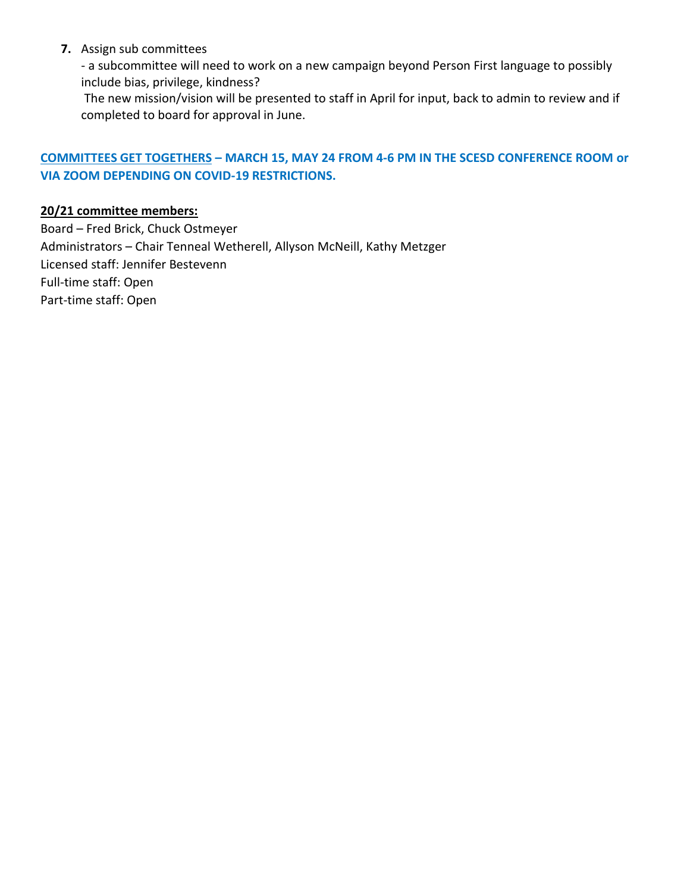7. Assign sub committees
   - a subcommittee will need to work on a new campaign beyond Person First language to possibly include bias, privilege, kindness?
   
   The new mission/vision will be presented to staff in April for input, back to admin to review and if completed to board for approval in June.

**COMMITTEES GET TOGETHERS – MARCH 15, MAY 24 FROM 4-6 PM IN THE SCESD CONFERENCE ROOM or VIA ZOOM DEPENDING ON COVID-19 RESTRICTIONS.**

**20/21 committee members:**

Board – Fred Brick, Chuck Ostmeyer
Administrators – Chair Tenneal Wetherell, Allyson McNeill, Kathy Metzger
Licensed staff: Jennifer Bestevenn
Full-time staff: Open
Part-time staff: Open